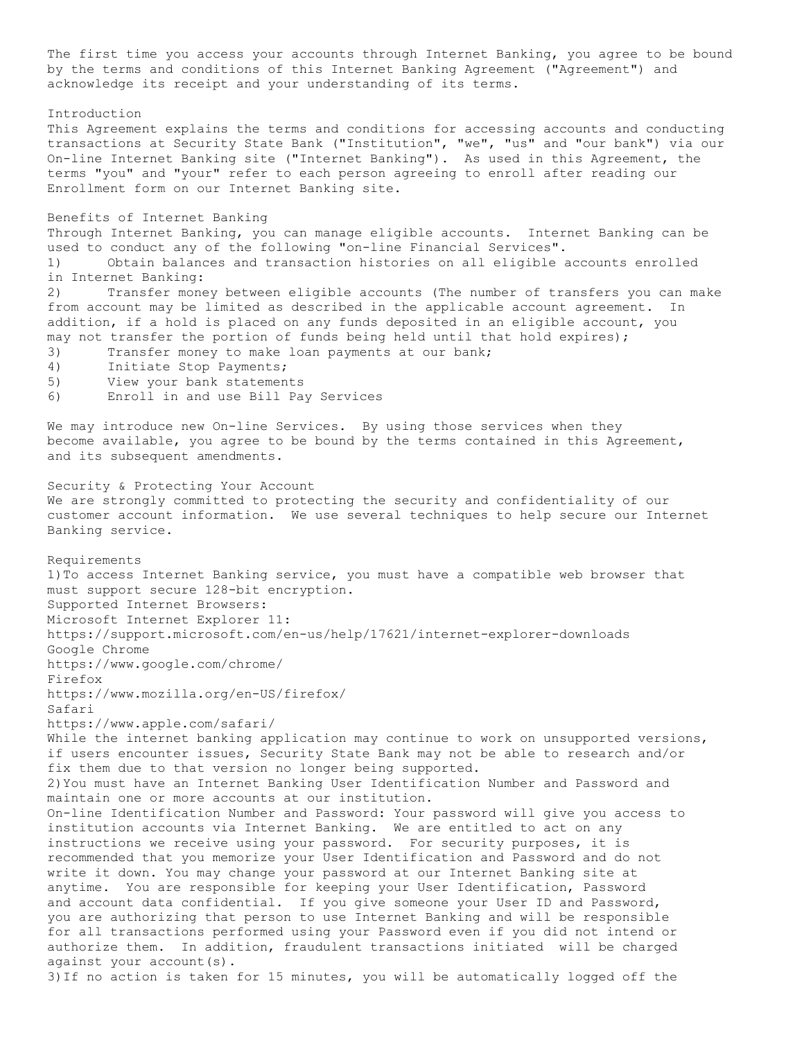The first time you access your accounts through Internet Banking, you agree to be bound by the terms and conditions of this Internet Banking Agreement ("Agreement") and acknowledge its receipt and your understanding of its terms.

## Introduction

This Agreement explains the terms and conditions for accessing accounts and conducting transactions at Security State Bank ("Institution", "we", "us" and "our bank") via our On-line Internet Banking site ("Internet Banking"). As used in this Agreement, the terms "you" and "your" refer to each person agreeing to enroll after reading our Enrollment form on our Internet Banking site.

## Benefits of Internet Banking

Through Internet Banking, you can manage eligible accounts. Internet Banking can be used to conduct any of the following "on-line Financial Services".

1) Obtain balances and transaction histories on all eligible accounts enrolled in Internet Banking:
2) Transfer money between eligible accounts (The number of transfers you can make from account may be limited as described in the applicable account agreement. In addition, if a hold is placed on any funds deposited in an eligible account, you may not transfer the portion of funds being held until that hold expires);
3) Transfer money to make loan payments at our bank;
4) Initiate Stop Payments;
5) View your bank statements
6) Enroll in and use Bill Pay Services

We may introduce new On-line Services. By using those services when they become available, you agree to be bound by the terms contained in this Agreement, and its subsequent amendments.

## Security & Protecting Your Account

We are strongly committed to protecting the security and confidentiality of our customer account information. We use several techniques to help secure our Internet Banking service.

## Requirements

1) To access Internet Banking service, you must have a compatible web browser that must support secure 128-bit encryption.

Supported Internet Browsers:

Microsoft Internet Explorer 11:
https://support.microsoft.com/en-us/help/17621/internet-explorer-downloads

Google Chrome
https://www.google.com/chrome/

Firefox
https://www.mozilla.org/en-US/firefox/

Safari
https://www.apple.com/safari/

While the internet banking application may continue to work on unsupported versions, if users encounter issues, Security State Bank may not be able to research and/or fix them due to that version no longer being supported.

2) You must have an Internet Banking User Identification Number and Password and maintain one or more accounts at our institution.

On-line Identification Number and Password: Your password will give you access to institution accounts via Internet Banking. We are entitled to act on any instructions we receive using your password. For security purposes, it is recommended that you memorize your User Identification and Password and do not write it down. You may change your password at our Internet Banking site at anytime. You are responsible for keeping your User Identification, Password and account data confidential. If you give someone your User ID and Password, you are authorizing that person to use Internet Banking and will be responsible for all transactions performed using your Password even if you did not intend or authorize them. In addition, fraudulent transactions initiated will be charged against your account(s).

3) If no action is taken for 15 minutes, you will be automatically logged off the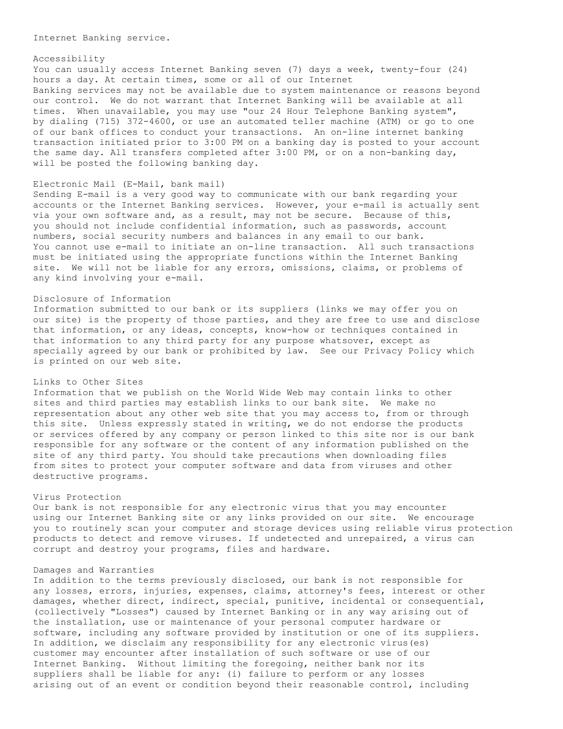Internet Banking service.

## Accessibility

You can usually access Internet Banking seven (7) days a week, twenty-four (24) hours a day. At certain times, some or all of our Internet Banking services may not be available due to system maintenance or reasons beyond our control. We do not warrant that Internet Banking will be available at all times. When unavailable, you may use "our 24 Hour Telephone Banking system", by dialing (715) 372-4600, or use an automated teller machine (ATM) or go to one of our bank offices to conduct your transactions. An on-line internet banking transaction initiated prior to 3:00 PM on a banking day is posted to your account the same day. All transfers completed after 3:00 PM, or on a non-banking day, will be posted the following banking day.

## Electronic Mail (E-Mail, bank mail)

Sending E-mail is a very good way to communicate with our bank regarding your accounts or the Internet Banking services. However, your e-mail is actually sent via your own software and, as a result, may not be secure. Because of this, you should not include confidential information, such as passwords, account numbers, social security numbers and balances in any email to our bank. You cannot use e-mail to initiate an on-line transaction. All such transactions must be initiated using the appropriate functions within the Internet Banking site. We will not be liable for any errors, omissions, claims, or problems of any kind involving your e-mail.

## Disclosure of Information

Information submitted to our bank or its suppliers (links we may offer you on our site) is the property of those parties, and they are free to use and disclose that information, or any ideas, concepts, know-how or techniques contained in that information to any third party for any purpose whatsoever, except as specially agreed by our bank or prohibited by law. See our Privacy Policy which is printed on our web site.

## Links to Other Sites

Information that we publish on the World Wide Web may contain links to other sites and third parties may establish links to our bank site. We make no representation about any other web site that you may access to, from or through this site. Unless expressly stated in writing, we do not endorse the products or services offered by any company or person linked to this site nor is our bank responsible for any software or the content of any information published on the site of any third party. You should take precautions when downloading files from sites to protect your computer software and data from viruses and other destructive programs.

## Virus Protection

Our bank is not responsible for any electronic virus that you may encounter using our Internet Banking site or any links provided on our site. We encourage you to routinely scan your computer and storage devices using reliable virus protection products to detect and remove viruses. If undetected and unrepaired, a virus can corrupt and destroy your programs, files and hardware.

## Damages and Warranties

In addition to the terms previously disclosed, our bank is not responsible for any losses, errors, injuries, expenses, claims, attorney's fees, interest or other damages, whether direct, indirect, special, punitive, incidental or consequential, (collectively "Losses") caused by Internet Banking or in any way arising out of the installation, use or maintenance of your personal computer hardware or software, including any software provided by institution or one of its suppliers. In addition, we disclaim any responsibility for any electronic virus(es) customer may encounter after installation of such software or use of our Internet Banking. Without limiting the foregoing, neither bank nor its suppliers shall be liable for any: (i) failure to perform or any losses arising out of an event or condition beyond their reasonable control, including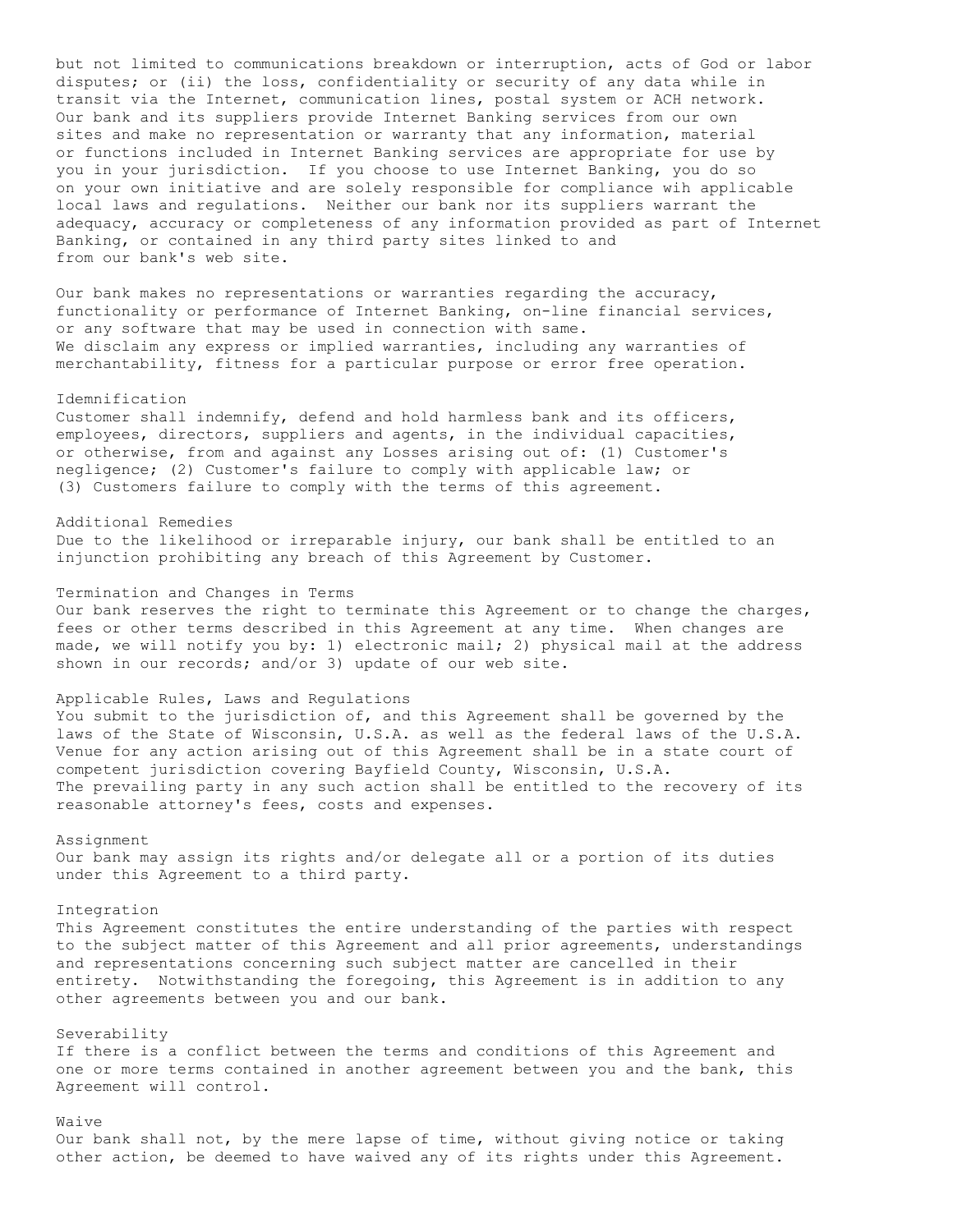but not limited to communications breakdown or interruption, acts of God or labor disputes; or (ii) the loss, confidentiality or security of any data while in transit via the Internet, communication lines, postal system or ACH network. Our bank and its suppliers provide Internet Banking services from our own sites and make no representation or warranty that any information, material or functions included in Internet Banking services are appropriate for use by you in your jurisdiction. If you choose to use Internet Banking, you do so on your own initiative and are solely responsible for compliance wih applicable local laws and regulations. Neither our bank nor its suppliers warrant the adequacy, accuracy or completeness of any information provided as part of Internet Banking, or contained in any third party sites linked to and from our bank's web site.

Our bank makes no representations or warranties regarding the accuracy, functionality or performance of Internet Banking, on-line financial services, or any software that may be used in connection with same. We disclaim any express or implied warranties, including any warranties of merchantability, fitness for a particular purpose or error free operation.

## Idemnification

Customer shall indemnify, defend and hold harmless bank and its officers, employees, directors, suppliers and agents, in the individual capacities, or otherwise, from and against any Losses arising out of: (1) Customer's negligence; (2) Customer's failure to comply with applicable law; or (3) Customers failure to comply with the terms of this agreement.

## Additional Remedies

Due to the likelihood or irreparable injury, our bank shall be entitled to an injunction prohibiting any breach of this Agreement by Customer.

## Termination and Changes in Terms

Our bank reserves the right to terminate this Agreement or to change the charges, fees or other terms described in this Agreement at any time. When changes are made, we will notify you by: 1) electronic mail; 2) physical mail at the address shown in our records; and/or 3) update of our web site.

## Applicable Rules, Laws and Regulations

You submit to the jurisdiction of, and this Agreement shall be governed by the laws of the State of Wisconsin, U.S.A. as well as the federal laws of the U.S.A. Venue for any action arising out of this Agreement shall be in a state court of competent jurisdiction covering Bayfield County, Wisconsin, U.S.A. The prevailing party in any such action shall be entitled to the recovery of its reasonable attorney's fees, costs and expenses.

## Assignment

Our bank may assign its rights and/or delegate all or a portion of its duties under this Agreement to a third party.

## Integration

This Agreement constitutes the entire understanding of the parties with respect to the subject matter of this Agreement and all prior agreements, understandings and representations concerning such subject matter are cancelled in their entirety. Notwithstanding the foregoing, this Agreement is in addition to any other agreements between you and our bank.

## Severability

If there is a conflict between the terms and conditions of this Agreement and one or more terms contained in another agreement between you and the bank, this Agreement will control.

## Waive

Our bank shall not, by the mere lapse of time, without giving notice or taking other action, be deemed to have waived any of its rights under this Agreement.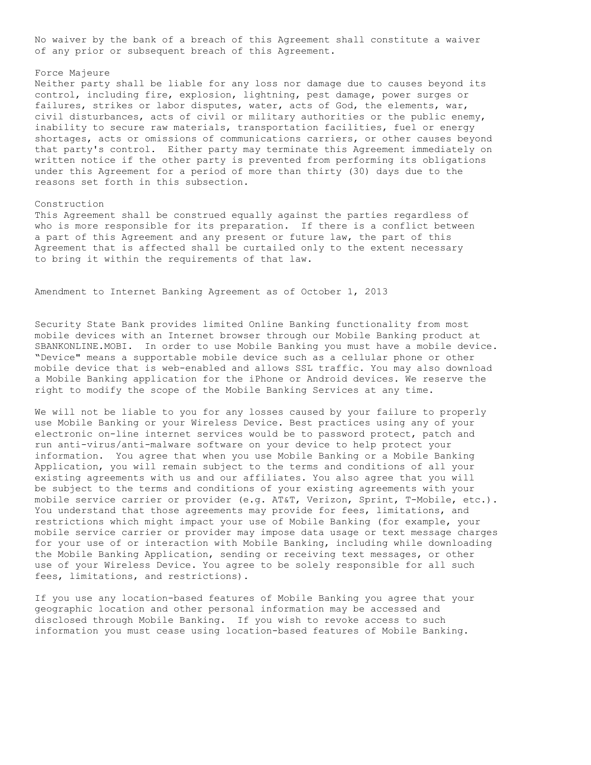No waiver by the bank of a breach of this Agreement shall constitute a waiver of any prior or subsequent breach of this Agreement.

## Force Majeure

Neither party shall be liable for any loss nor damage due to causes beyond its control, including fire, explosion, lightning, pest damage, power surges or failures, strikes or labor disputes, water, acts of God, the elements, war, civil disturbances, acts of civil or military authorities or the public enemy, inability to secure raw materials, transportation facilities, fuel or energy shortages, acts or omissions of communications carriers, or other causes beyond that party's control. Either party may terminate this Agreement immediately on written notice if the other party is prevented from performing its obligations under this Agreement for a period of more than thirty (30) days due to the reasons set forth in this subsection.

## Construction

This Agreement shall be construed equally against the parties regardless of who is more responsible for its preparation. If there is a conflict between a part of this Agreement and any present or future law, the part of this Agreement that is affected shall be curtailed only to the extent necessary to bring it within the requirements of that law.

## Amendment to Internet Banking Agreement as of October 1, 2013

Security State Bank provides limited Online Banking functionality from most mobile devices with an Internet browser through our Mobile Banking product at SBANKONLINE.MOBI. In order to use Mobile Banking you must have a mobile device. "Device" means a supportable mobile device such as a cellular phone or other mobile device that is web-enabled and allows SSL traffic. You may also download a Mobile Banking application for the iPhone or Android devices. We reserve the right to modify the scope of the Mobile Banking Services at any time.

We will not be liable to you for any losses caused by your failure to properly use Mobile Banking or your Wireless Device. Best practices using any of your electronic on-line internet services would be to password protect, patch and run anti-virus/anti-malware software on your device to help protect your information. You agree that when you use Mobile Banking or a Mobile Banking Application, you will remain subject to the terms and conditions of all your existing agreements with us and our affiliates. You also agree that you will be subject to the terms and conditions of your existing agreements with your mobile service carrier or provider (e.g. AT&T, Verizon, Sprint, T-Mobile, etc.). You understand that those agreements may provide for fees, limitations, and restrictions which might impact your use of Mobile Banking (for example, your mobile service carrier or provider may impose data usage or text message charges for your use of or interaction with Mobile Banking, including while downloading the Mobile Banking Application, sending or receiving text messages, or other use of your Wireless Device. You agree to be solely responsible for all such fees, limitations, and restrictions).

If you use any location-based features of Mobile Banking you agree that your geographic location and other personal information may be accessed and disclosed through Mobile Banking. If you wish to revoke access to such information you must cease using location-based features of Mobile Banking.